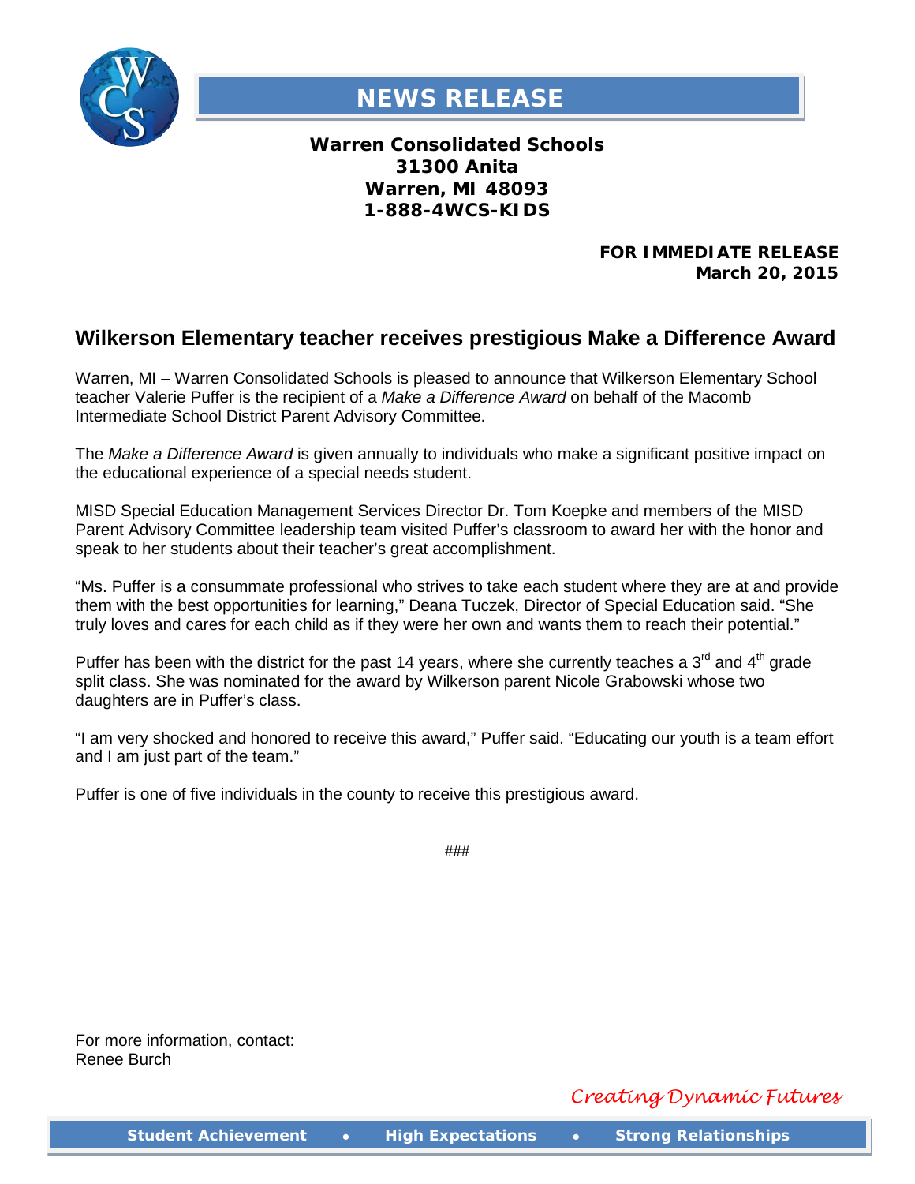# NEWS RELEASE

**Warren Consolidated Schools**
**31300 Anita**
**Warren, MI 48093**
**1-888-4WCS-KIDS**

**FOR IMMEDIATE RELEASE**
**March 20, 2015**

## Wilkerson Elementary teacher receives prestigious Make a Difference Award

Warren, MI – Warren Consolidated Schools is pleased to announce that Wilkerson Elementary School teacher Valerie Puffer is the recipient of a *Make a Difference Award* on behalf of the Macomb Intermediate School District Parent Advisory Committee.

The *Make a Difference Award* is given annually to individuals who make a significant positive impact on the educational experience of a special needs student.

MISD Special Education Management Services Director Dr. Tom Koepke and members of the MISD Parent Advisory Committee leadership team visited Puffer's classroom to award her with the honor and speak to her students about their teacher's great accomplishment.

"Ms. Puffer is a consummate professional who strives to take each student where they are at and provide them with the best opportunities for learning," Deana Tuczek, Director of Special Education said. "She truly loves and cares for each child as if they were her own and wants them to reach their potential."

Puffer has been with the district for the past 14 years, where she currently teaches a 3rd and 4th grade split class. She was nominated for the award by Wilkerson parent Nicole Grabowski whose two daughters are in Puffer's class.

"I am very shocked and honored to receive this award," Puffer said. "Educating our youth is a team effort and I am just part of the team."

Puffer is one of five individuals in the county to receive this prestigious award.

###

For more information, contact:
Renee Burch

*Creating Dynamic Futures*

**Student Achievement • High Expectations • Strong Relationships**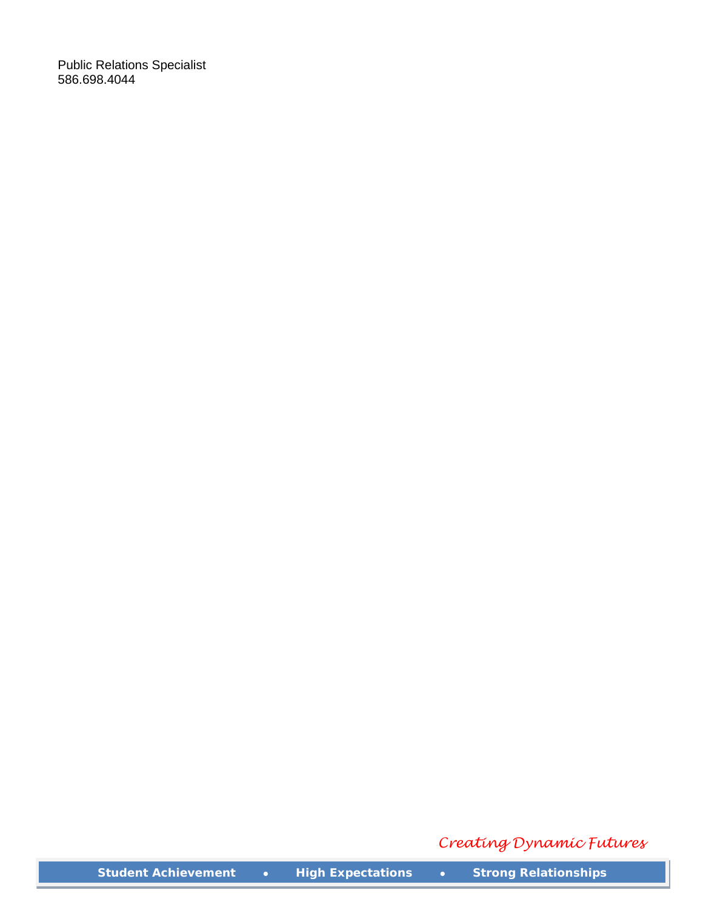Public Relations Specialist
586.698.4044

*Creating Dynamic Futures*

**Student Achievement • High Expectations • Strong Relationships**